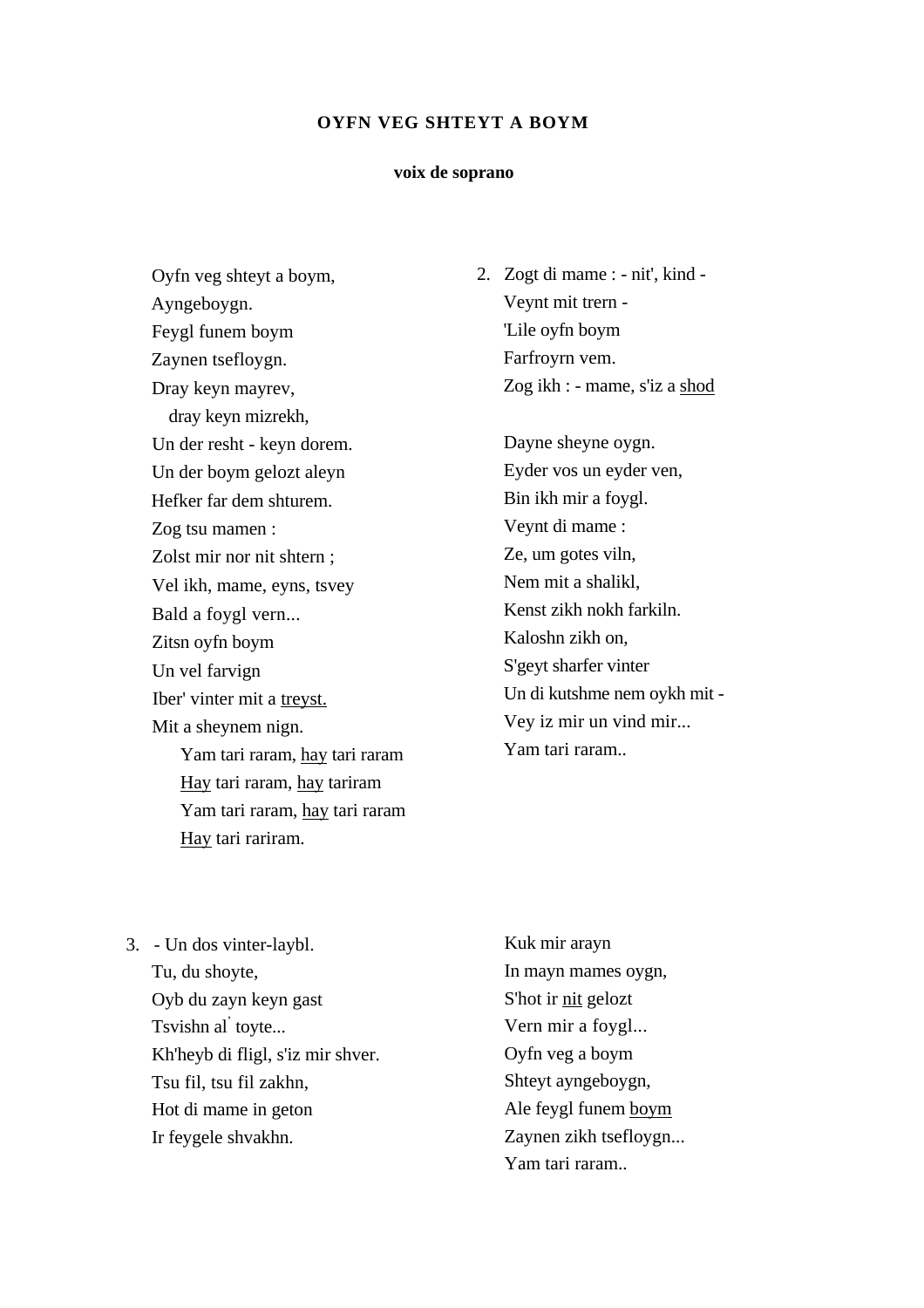**OYFN VEG SHTEYT A BOYM**

**voix de soprano**

Oyfn veg shteyt a boym,
Ayngeboygn.
Feygl funem boym
Zaynen tsefloygn.
Dray keyn mayrev,
dray keyn mizrekh,
Un der resht - keyn dorem.
Un der boym gelozt aleyn
Hefker far dem shturem.
Zog tsu mamen :
Zolst mir nor nit shtern ;
Vel ikh, mame, eyns, tsvey
Bald a foygl vern...
Zitsn oyfn boym
Un vel farvign
Iber' vinter mit a <u>treyst.</u>
Mit a sheynem nign.

Yam tari raram, <u>hay</u> tari raram
<u>Hay</u> tari raram, <u>hay</u> tariram
Yam tari raram, <u>hay</u> tari raram
<u>Hay</u> tari rariram.

2. Zogt di mame : - nit', kind -
Veynt mit trern -
'Lile oyfn boym
Farfroyrn vem.
Zog ikh : - mame, s'iz a <u>shod</u>

Dayne sheyne oygn.
Eyder vos un eyder ven,
Bin ikh mir a foygl.
Veynt di mame :
Ze, um gotes viln,
Nem mit a shalikl,
Kenst zikh nokh farkiln.
Kaloshn zikh on,
S'geyt sharfer vinter
Un di kutshme nem oykh mit -
Vey iz mir un vind mir...
Yam tari raram..

3. - Un dos vinter-laybl.
Tu, du shoyte,
Oyb du zayn keyn gast
Tsvishn al' toyte...
Kh'heyb di fligl, s'iz mir shver.
Tsu fil, tsu fil zakhn,
Hot di mame in geton
Ir feygele shvakhn.

Kuk mir arayn
In mayn mames oygn,
S'hot ir <u>nit</u> gelozt
Vern mir a foygl...
Oyfn veg a boym
Shteyt ayngeboygn,
Ale feygl funem <u>boym</u>
Zaynen zikh tsefloygn...
Yam tari raram..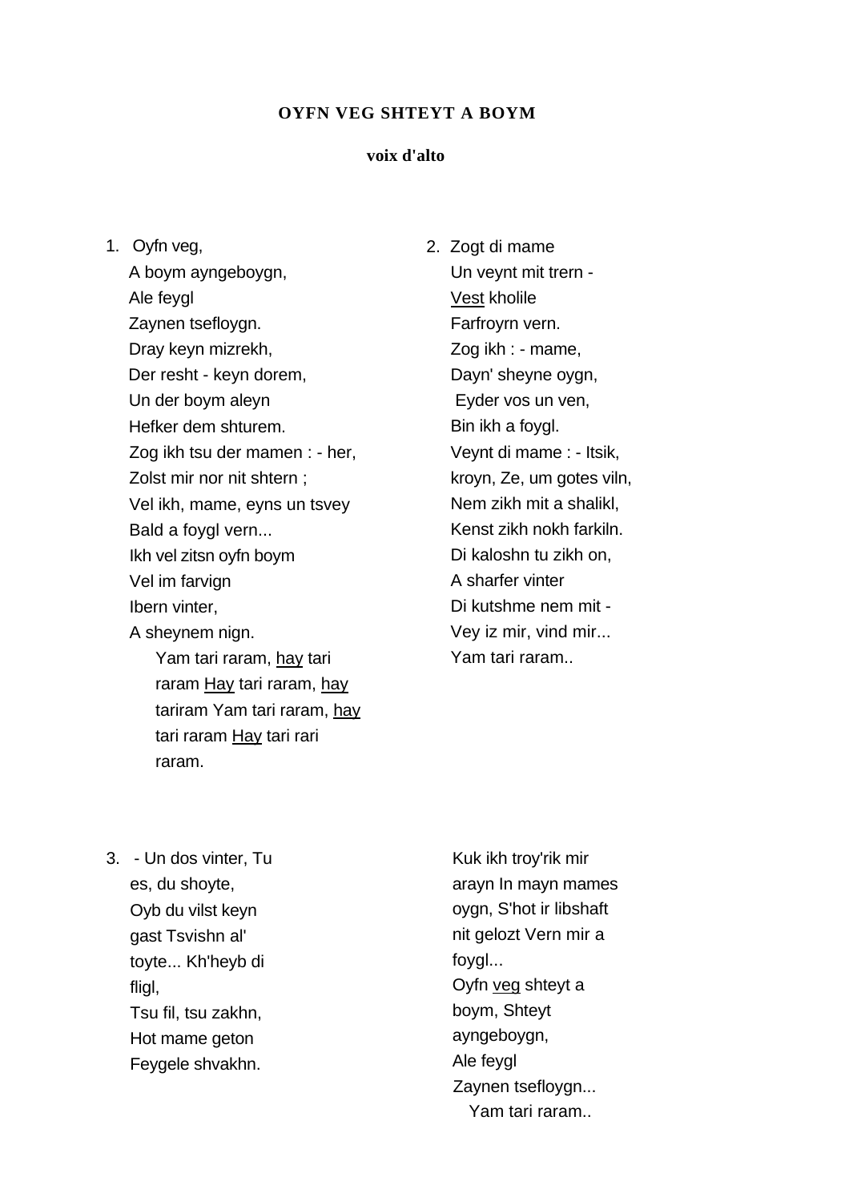**OYFN VEG SHTEYT A BOYM**

**voix d'alto**

1. Oyfn veg,
   A boym ayngeboygn,
   Ale feygl
   Zaynen tsefloygn.
   Dray keyn mizrekh,
   Der resht - keyn dorem,
   Un der boym aleyn
   Hefker dem shturem.
   Zog ikh tsu der mamen : - her,
   Zolst mir nor nit shtern ;
   Vel ikh, mame, eyns un tsvey
   Bald a foygl vern...
   Ikh vel zitsn oyfn boym
   Vel im farvign
   Ibern vinter,
   A sheynem nign.
      Yam tari raram, <u>hay</u> tari
      raram <u>Hay</u> tari raram, <u>hay</u>
      tariram Yam tari raram, <u>hay</u>
      tari raram <u>Hay</u> tari rari
      raram.

2. Zogt di mame
   Un veynt mit trern -
   <u>Vest</u> kholile
   Farfroyrn vern.
   Zog ikh : - mame,
   Dayn' sheyne oygn,
   Eyder vos un ven,
   Bin ikh a foygl.
   Veynt di mame : - Itsik,
   kroyn, Ze, um gotes viln,
   Nem zikh mit a shalikl,
   Kenst zikh nokh farkiln.
   Di kaloshn tu zikh on,
   A sharfer vinter
   Di kutshme nem mit -
   Vey iz mir, vind mir...
   Yam tari raram..

3. - Un dos vinter, Tu
   es, du shoyte,
   Oyb du vilst keyn
   gast Tsvishn al'
   toyte... Kh'heyb di
   fligl,
   Tsu fil, tsu zakhn,
   Hot mame geton
   Feygele shvakhn.

   Kuk ikh troy'rik mir
   arayn In mayn mames
   oygn, S'hot ir libshaft
   nit gelozt Vern mir a
   foygl...
   Oyfn <u>veg</u> shteyt a
   boym, Shteyt
   ayngeboygn,
   Ale feygl
   Zaynen tsefloygn...
      Yam tari raram..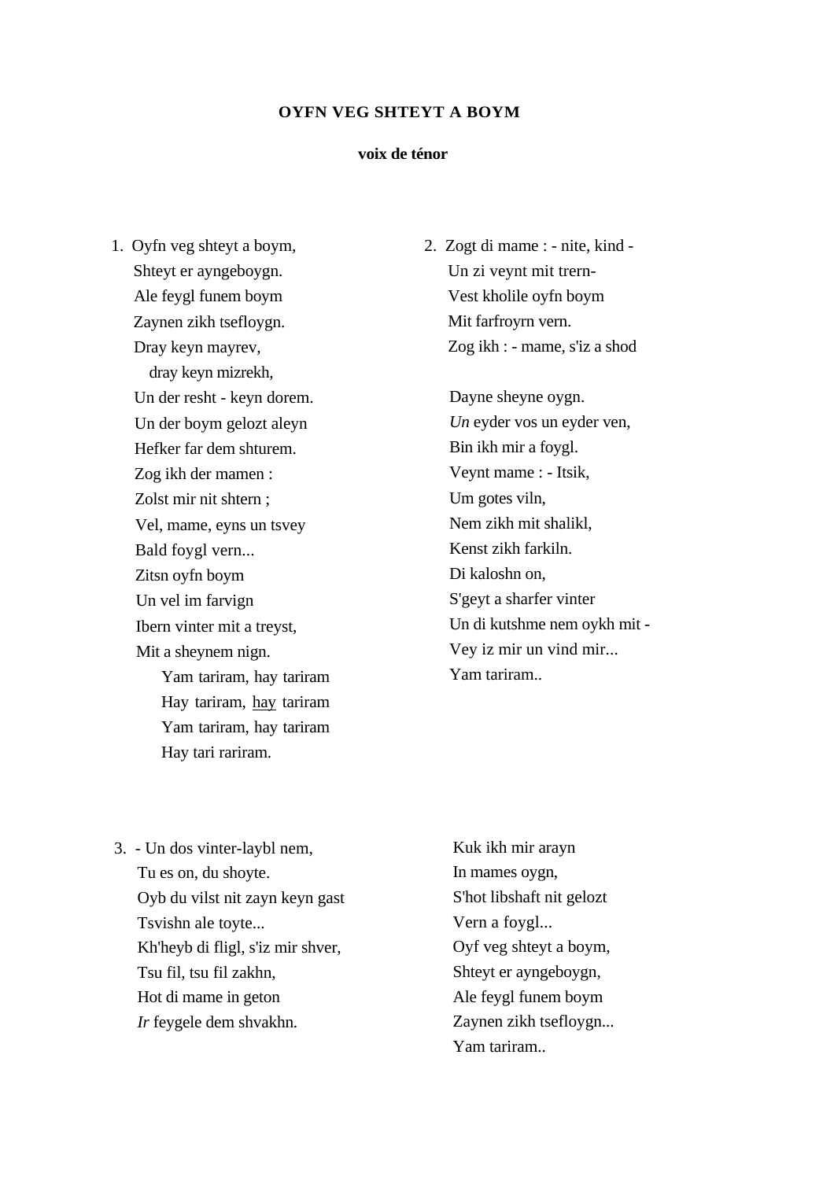**OYFN VEG SHTEYT A BOYM**

**voix de ténor**

1. Oyfn veg shteyt a boym,
   Shteyt er ayngeboygn.
   Ale feygl funem boym
   Zaynen zikh tsefloygn.
   Dray keyn mayrev,
     dray keyn mizrekh,
   Un der resht - keyn dorem.
   Un der boym gelozt aleyn
   Hefker far dem shturem.
   Zog ikh der mamen :
   Zolst mir nit shtern ;
   Vel, mame, eyns un tsvey
   Bald foygl vern...
   Zitsn oyfn boym
   Un vel im farvign
   Ibern vinter mit a treyst,
   Mit a sheynem nign.
      Yam tariram, hay tariram
      Hay tariram, <u>hay</u> tariram
      Yam tariram, hay tariram
      Hay tari rariram.

2. Zogt di mame : - nite, kind -
   Un zi veynt mit trern-
   Vest kholile oyfn boym
   Mit farfroyrn vern.
   Zog ikh : - mame, s'iz a shod

   Dayne sheyne oygn.
   *Un* eyder vos un eyder ven,
   Bin ikh mir a foygl.
   Veynt mame : - Itsik,
   Um gotes viln,
   Nem zikh mit shalikl,
   Kenst zikh farkiln.
   Di kaloshn on,
   S'geyt a sharfer vinter
   Un di kutshme nem oykh mit -
   Vey iz mir un vind mir...
   Yam tariram..

3. - Un dos vinter-laybl nem,
   Tu es on, du shoyte.
   Oyb du vilst nit zayn keyn gast
   Tsvishn ale toyte...
   Kh'heyb di fligl, s'iz mir shver,
   Tsu fil, tsu fil zakhn,
   Hot di mame in geton
   *Ir* feygele dem shvakhn.

   Kuk ikh mir arayn
   In mames oygn,
   S'hot libshaft nit gelozt
   Vern a foygl...
   Oyf veg shteyt a boym,
   Shteyt er ayngeboygn,
   Ale feygl funem boym
   Zaynen zikh tsefloygn...
   Yam tariram..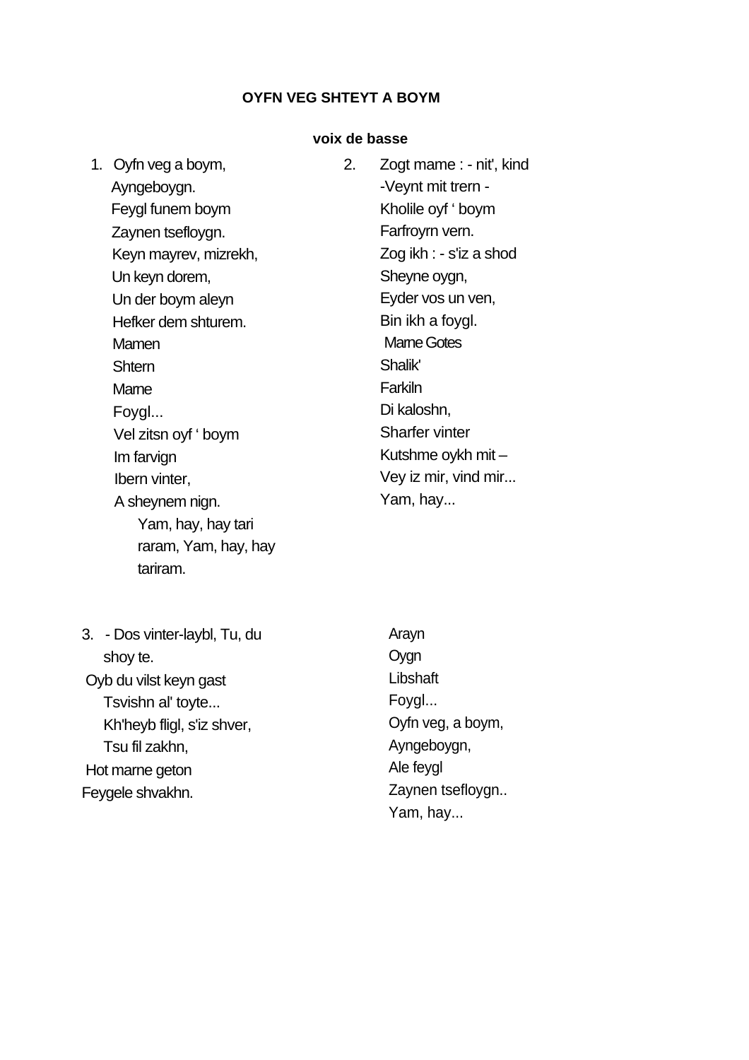**OYFN VEG SHTEYT A BOYM**

**voix de basse**

1. Oyfn veg a boym,
   Ayngeboygn.
   Feygl funem boym
   Zaynen tsefloygn.
   Keyn mayrev, mizrekh,
   Un keyn dorem,
   Un der boym aleyn
   Hefker dem shturem.
   Mamen
   Shtern
   Mame
   Foygl...
   Vel zitsn oyf ' boym
   Im farvign
   Ibern vinter,
   A sheynem nign.
      Yam, hay, hay tari
      raram, Yam, hay, hay
      tariram.

2. Zogt mame : - nit', kind
   -Veynt mit trern -
   Kholile oyf ' boym
   Farfroyrn vern.
   Zog ikh : - s'iz a shod
   Sheyne oygn,
   Eyder vos un ven,
   Bin ikh a foygl.
   Mame Gotes
   Shalik'
   Farkiln
   Di kaloshn,
   Sharfer vinter
   Kutshme oykh mit –
   Vey iz mir, vind mir...
   Yam, hay...

3. - Dos vinter-laybl, Tu, du
   shoy te.
   Oyb du vilst keyn gast
   Tsvishn al' toyte...
   Kh'heyb fligl, s'iz shver,
   Tsu fil zakhn,
   Hot mame geton
   Feygele shvakhn.
   Arayn
   Oygn
   Libshaft
   Foygl...
   Oyfn veg, a boym,
   Ayngeboygn,
   Ale feygl
   Zaynen tsefloygn..
   Yam, hay...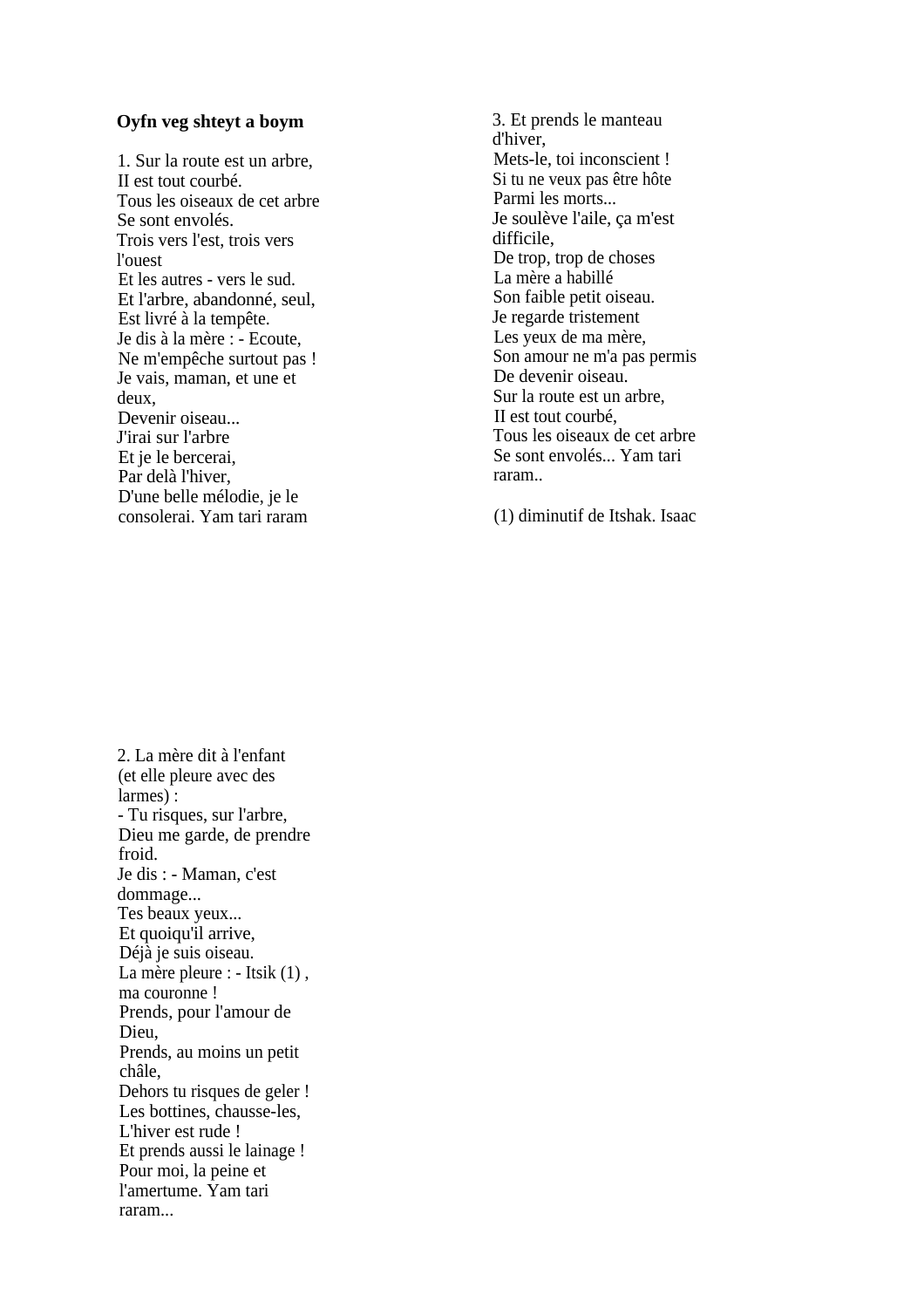**Oyfn veg shteyt a boym**

1. Sur la route est un arbre,
II est tout courbé.
Tous les oiseaux de cet arbre
Se sont envolés.
Trois vers l'est, trois vers l'ouest
Et les autres - vers le sud.
Et l'arbre, abandonné, seul,
Est livré à la tempête.
Je dis à la mère : - Ecoute,
Ne m'empêche surtout pas !
Je vais, maman, et une et deux,
Devenir oiseau...
J'irai sur l'arbre
Et je le bercerai,
Par delà l'hiver,
D'une belle mélodie, je le consolerai. Yam tari raram

2. La mère dit à l'enfant
(et elle pleure avec des larmes) :
- Tu risques, sur l'arbre,
Dieu me garde, de prendre froid.
Je dis : - Maman, c'est dommage...
Tes beaux yeux...
Et quoiqu'il arrive,
Déjà je suis oiseau.
La mère pleure : - Itsik (1) , ma couronne !
Prends, pour l'amour de Dieu,
Prends, au moins un petit châle,
Dehors tu risques de geler !
Les bottines, chausse-les,
L'hiver est rude !
Et prends aussi le lainage !
Pour moi, la peine et l'amertume. Yam tari raram...

3. Et prends le manteau d'hiver,
Mets-le, toi inconscient !
Si tu ne veux pas être hôte
Parmi les morts...
Je soulève l'aile, ça m'est difficile,
De trop, trop de choses
La mère a habillé
Son faible petit oiseau.
Je regarde tristement
Les yeux de ma mère,
Son amour ne m'a pas permis
De devenir oiseau.
Sur la route est un arbre,
II est tout courbé,
Tous les oiseaux de cet arbre
Se sont envolés... Yam tari raram..

(1) diminutif de Itshak. Isaac